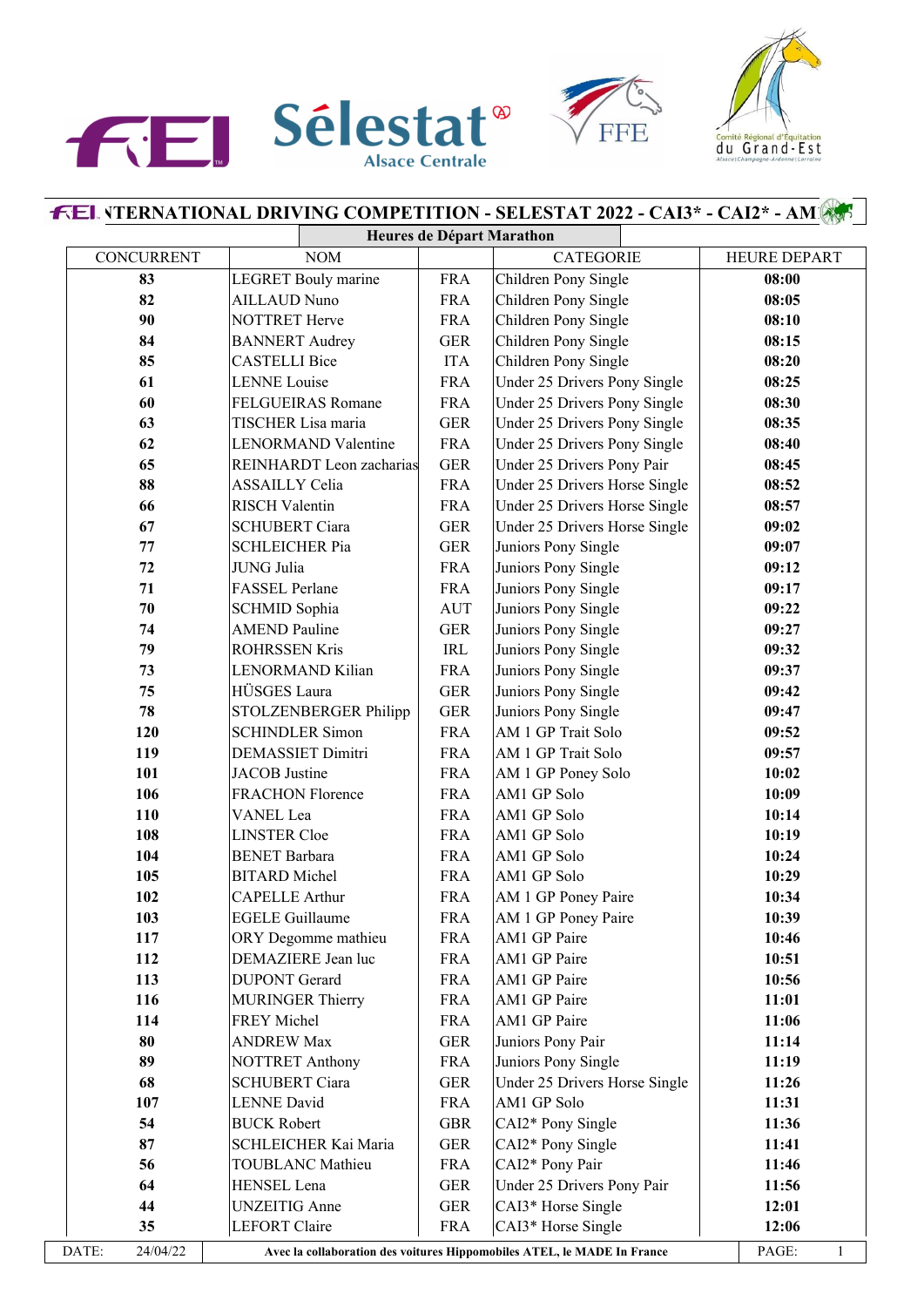# INTERNATIONAL DRIVING COMPETITION - SELESTAT 2022 - CAI3* - CAI2* - AM

## Heures de Départ Marathon

| CONCURRENT | NOM | | CATEGORIE | HEURE DEPART |
|---|---|---|---|---|
| **83** | LEGRET Bouly marine | FRA | Children Pony Single | **08:00** |
| **82** | AILLAUD Nuno | FRA | Children Pony Single | **08:05** |
| **90** | NOTTRET Herve | FRA | Children Pony Single | **08:10** |
| **84** | BANNERT Audrey | GER | Children Pony Single | **08:15** |
| **85** | CASTELLI Bice | ITA | Children Pony Single | **08:20** |
| **61** | LENNE Louise | FRA | Under 25 Drivers Pony Single | **08:25** |
| **60** | FELGUEIRAS Romane | FRA | Under 25 Drivers Pony Single | **08:30** |
| **63** | TISCHER Lisa maria | GER | Under 25 Drivers Pony Single | **08:35** |
| **62** | LENORMAND Valentine | FRA | Under 25 Drivers Pony Single | **08:40** |
| **65** | REINHARDT Leon zacharias | GER | Under 25 Drivers Pony Pair | **08:45** |
| **88** | ASSAILLY Celia | FRA | Under 25 Drivers Horse Single | **08:52** |
| **66** | RISCH Valentin | FRA | Under 25 Drivers Horse Single | **08:57** |
| **67** | SCHUBERT Ciara | GER | Under 25 Drivers Horse Single | **09:02** |
| **77** | SCHLEICHER Pia | GER | Juniors Pony Single | **09:07** |
| **72** | JUNG Julia | FRA | Juniors Pony Single | **09:12** |
| **71** | FASSEL Perlane | FRA | Juniors Pony Single | **09:17** |
| **70** | SCHMID Sophia | AUT | Juniors Pony Single | **09:22** |
| **74** | AMEND Pauline | GER | Juniors Pony Single | **09:27** |
| **79** | ROHRSSEN Kris | IRL | Juniors Pony Single | **09:32** |
| **73** | LENORMAND Kilian | FRA | Juniors Pony Single | **09:37** |
| **75** | HÜSGES Laura | GER | Juniors Pony Single | **09:42** |
| **78** | STOLZENBERGER Philipp | GER | Juniors Pony Single | **09:47** |
| **120** | SCHINDLER Simon | FRA | AM 1 GP Trait Solo | **09:52** |
| **119** | DEMASSIET Dimitri | FRA | AM 1 GP Trait Solo | **09:57** |
| **101** | JACOB Justine | FRA | AM 1 GP Poney Solo | **10:02** |
| **106** | FRACHON Florence | FRA | AM1 GP Solo | **10:09** |
| **110** | VANEL Lea | FRA | AM1 GP Solo | **10:14** |
| **108** | LINSTER Cloe | FRA | AM1 GP Solo | **10:19** |
| **104** | BENET Barbara | FRA | AM1 GP Solo | **10:24** |
| **105** | BITARD Michel | FRA | AM1 GP Solo | **10:29** |
| **102** | CAPELLE Arthur | FRA | AM 1 GP Poney Paire | **10:34** |
| **103** | EGELE Guillaume | FRA | AM 1 GP Poney Paire | **10:39** |
| **117** | ORY Degomme mathieu | FRA | AM1 GP Paire | **10:46** |
| **112** | DEMAZIERE Jean luc | FRA | AM1 GP Paire | **10:51** |
| **113** | DUPONT Gerard | FRA | AM1 GP Paire | **10:56** |
| **116** | MURINGER Thierry | FRA | AM1 GP Paire | **11:01** |
| **114** | FREY Michel | FRA | AM1 GP Paire | **11:06** |
| **80** | ANDREW Max | GER | Juniors Pony Pair | **11:14** |
| **89** | NOTTRET Anthony | FRA | Juniors Pony Single | **11:19** |
| **68** | SCHUBERT Ciara | GER | Under 25 Drivers Horse Single | **11:26** |
| **107** | LENNE David | FRA | AM1 GP Solo | **11:31** |
| **54** | BUCK Robert | GBR | CAI2* Pony Single | **11:36** |
| **87** | SCHLEICHER Kai Maria | GER | CAI2* Pony Single | **11:41** |
| **56** | TOUBLANC Mathieu | FRA | CAI2* Pony Pair | **11:46** |
| **64** | HENSEL Lena | GER | Under 25 Drivers Pony Pair | **11:56** |
| **44** | UNZEITIG Anne | GER | CAI3* Horse Single | **12:01** |
| **35** | LEFORT Claire | FRA | CAI3* Horse Single | **12:06** |

DATE: 24/04/22 — **Avec la collaboration des voitures Hippomobiles ATEL, le MADE In France**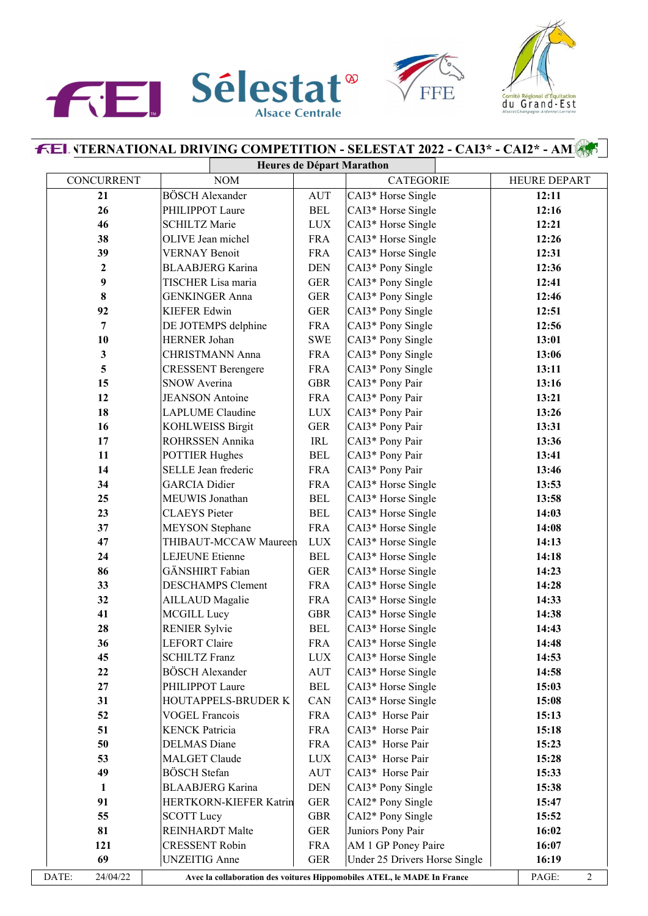# INTERNATIONAL DRIVING COMPETITION - SELESTAT 2022 - CAI3* - CAI2* - AM

## Heures de Départ Marathon

| CONCURRENT | NOM | | CATEGORIE | HEURE DEPART |
|---|---|---|---|---|
| **21** | BÖSCH Alexander | AUT | CAI3* Horse Single | **12:11** |
| **26** | PHILIPPOT Laure | BEL | CAI3* Horse Single | **12:16** |
| **46** | SCHILTZ Marie | LUX | CAI3* Horse Single | **12:21** |
| **38** | OLIVE Jean michel | FRA | CAI3* Horse Single | **12:26** |
| **39** | VERNAY Benoit | FRA | CAI3* Horse Single | **12:31** |
| **2** | BLAABJERG Karina | DEN | CAI3* Pony Single | **12:36** |
| **9** | TISCHER Lisa maria | GER | CAI3* Pony Single | **12:41** |
| **8** | GENKINGER Anna | GER | CAI3* Pony Single | **12:46** |
| **92** | KIEFER Edwin | GER | CAI3* Pony Single | **12:51** |
| **7** | DE JOTEMPS delphine | FRA | CAI3* Pony Single | **12:56** |
| **10** | HERNER Johan | SWE | CAI3* Pony Single | **13:01** |
| **3** | CHRISTMANN Anna | FRA | CAI3* Pony Single | **13:06** |
| **5** | CRESSENT Berengere | FRA | CAI3* Pony Single | **13:11** |
| **15** | SNOW Averina | GBR | CAI3* Pony Pair | **13:16** |
| **12** | JEANSON Antoine | FRA | CAI3* Pony Pair | **13:21** |
| **18** | LAPLUME Claudine | LUX | CAI3* Pony Pair | **13:26** |
| **16** | KOHLWEISS Birgit | GER | CAI3* Pony Pair | **13:31** |
| **17** | ROHRSSEN Annika | IRL | CAI3* Pony Pair | **13:36** |
| **11** | POTTIER Hughes | BEL | CAI3* Pony Pair | **13:41** |
| **14** | SELLE Jean frederic | FRA | CAI3* Pony Pair | **13:46** |
| **34** | GARCIA Didier | FRA | CAI3* Horse Single | **13:53** |
| **25** | MEUWIS Jonathan | BEL | CAI3* Horse Single | **13:58** |
| **23** | CLAEYS Pieter | BEL | CAI3* Horse Single | **14:03** |
| **37** | MEYSON Stephane | FRA | CAI3* Horse Single | **14:08** |
| **47** | THIBAUT-MCCAW Maureen | LUX | CAI3* Horse Single | **14:13** |
| **24** | LEJEUNE Etienne | BEL | CAI3* Horse Single | **14:18** |
| **86** | GÄNSHIRT Fabian | GER | CAI3* Horse Single | **14:23** |
| **33** | DESCHAMPS Clement | FRA | CAI3* Horse Single | **14:28** |
| **32** | AILLAUD Magalie | FRA | CAI3* Horse Single | **14:33** |
| **41** | MCGILL Lucy | GBR | CAI3* Horse Single | **14:38** |
| **28** | RENIER Sylvie | BEL | CAI3* Horse Single | **14:43** |
| **36** | LEFORT Claire | FRA | CAI3* Horse Single | **14:48** |
| **45** | SCHILTZ Franz | LUX | CAI3* Horse Single | **14:53** |
| **22** | BÖSCH Alexander | AUT | CAI3* Horse Single | **14:58** |
| **27** | PHILIPPOT Laure | BEL | CAI3* Horse Single | **15:03** |
| **31** | HOUTAPPELS-BRUDER K | CAN | CAI3* Horse Single | **15:08** |
| **52** | VOGEL Francois | FRA | CAI3* Horse Pair | **15:13** |
| **51** | KENCK Patricia | FRA | CAI3* Horse Pair | **15:18** |
| **50** | DELMAS Diane | FRA | CAI3* Horse Pair | **15:23** |
| **53** | MALGET Claude | LUX | CAI3* Horse Pair | **15:28** |
| **49** | BÖSCH Stefan | AUT | CAI3* Horse Pair | **15:33** |
| **1** | BLAABJERG Karina | DEN | CAI3* Pony Single | **15:38** |
| **91** | HERTKORN-KIEFER Katrin | GER | CAI2* Pony Single | **15:47** |
| **55** | SCOTT Lucy | GBR | CAI2* Pony Single | **15:52** |
| **81** | REINHARDT Malte | GER | Juniors Pony Pair | **16:02** |
| **121** | CRESSENT Robin | FRA | AM 1 GP Poney Paire | **16:07** |
| **69** | UNZEITIG Anne | GER | Under 25 Drivers Horse Single | **16:19** |

DATE: 24/04/22 — **Avec la collaboration des voitures Hippomobiles ATEL, le MADE In France**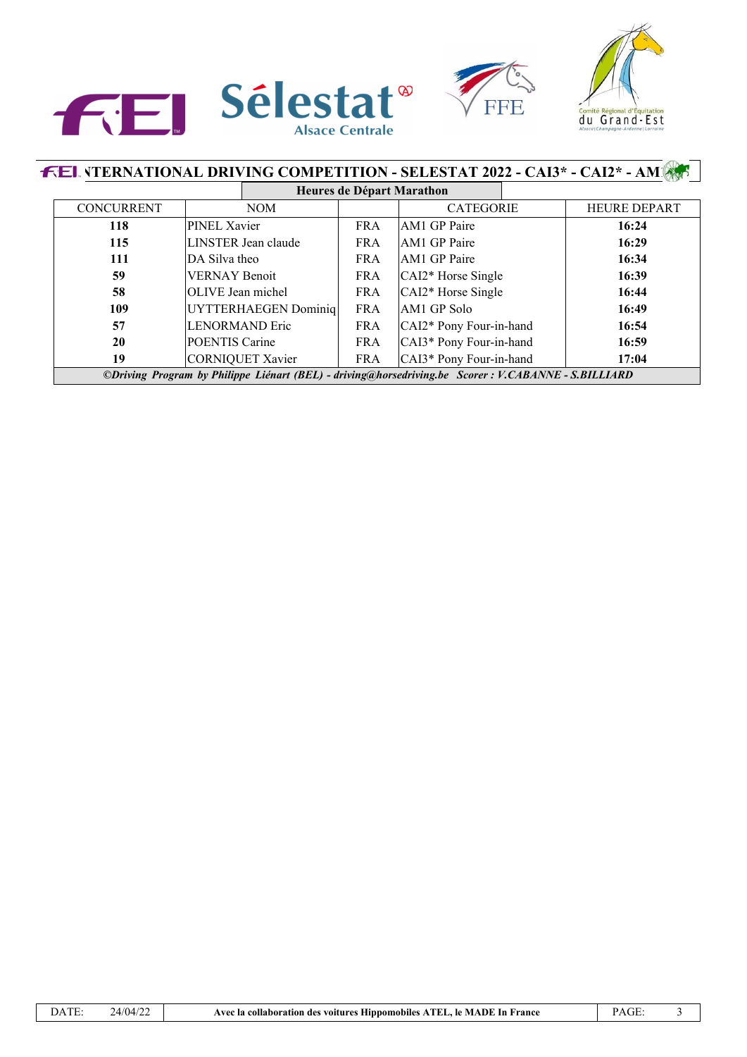# INTERNATIONAL DRIVING COMPETITION - SELESTAT 2022 - CAI3* - CAI2* - AM

## Heures de Départ Marathon

| CONCURRENT | NOM | | CATEGORIE | HEURE DEPART |
|---|---|---|---|---|
| **118** | PINEL Xavier | FRA | AM1 GP Paire | **16:24** |
| **115** | LINSTER Jean claude | FRA | AM1 GP Paire | **16:29** |
| **111** | DA Silva theo | FRA | AM1 GP Paire | **16:34** |
| **59** | VERNAY Benoit | FRA | CAI2* Horse Single | **16:39** |
| **58** | OLIVE Jean michel | FRA | CAI2* Horse Single | **16:44** |
| **109** | UYTTERHAEGEN Dominiq | FRA | AM1 GP Solo | **16:49** |
| **57** | LENORMAND Eric | FRA | CAI2* Pony Four-in-hand | **16:54** |
| **20** | POENTIS Carine | FRA | CAI3* Pony Four-in-hand | **16:59** |
| **19** | CORNIQUET Xavier | FRA | CAI3* Pony Four-in-hand | **17:04** |

***©Driving Program by Philippe Liénart (BEL) - driving@horsedriving.be Scorer : V.CABANNE - S.BILLIARD***

DATE: 24/04/22 — **Avec la collaboration des voitures Hippomobiles ATEL, le MADE In France**